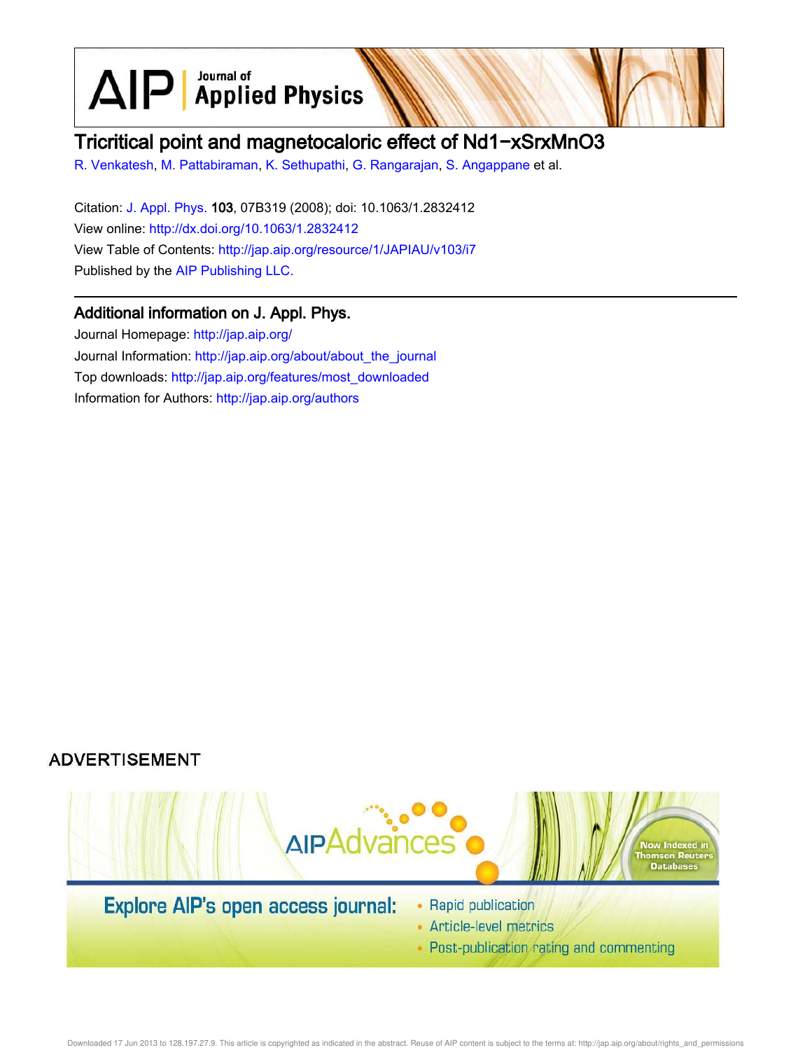# Tricritical point and magnetocaloric effect of $Nd_{1-x}Sr_xMnO_3$

R. Venkatesh, M. Pattabiraman, K. Sethupathi, G. Rangarajan, S. Angappane et al.

Citation: J. Appl. Phys. **103**, 07B319 (2008); doi: 10.1063/1.2832412

View online: http://dx.doi.org/10.1063/1.2832412

View Table of Contents: http://jap.aip.org/resource/1/JAPIAU/v103/i7

Published by the AIP Publishing LLC.

## Additional information on J. Appl. Phys.

Journal Homepage: http://jap.aip.org/

Journal Information: http://jap.aip.org/about/about_the_journal

Top downloads: http://jap.aip.org/features/most_downloaded

Information for Authors: http://jap.aip.org/authors

ADVERTISEMENT

AIPAdvances

Now Indexed in Thomson Reuters Databases

Explore AIP's open access journal:

- Rapid publication
- Article-level metrics
- Post-publication rating and commenting

Downloaded 17 Jun 2013 to 128.197.27.9. This article is copyrighted as indicated in the abstract. Reuse of AIP content is subject to the terms at: http://jap.aip.org/about/rights_and_permissions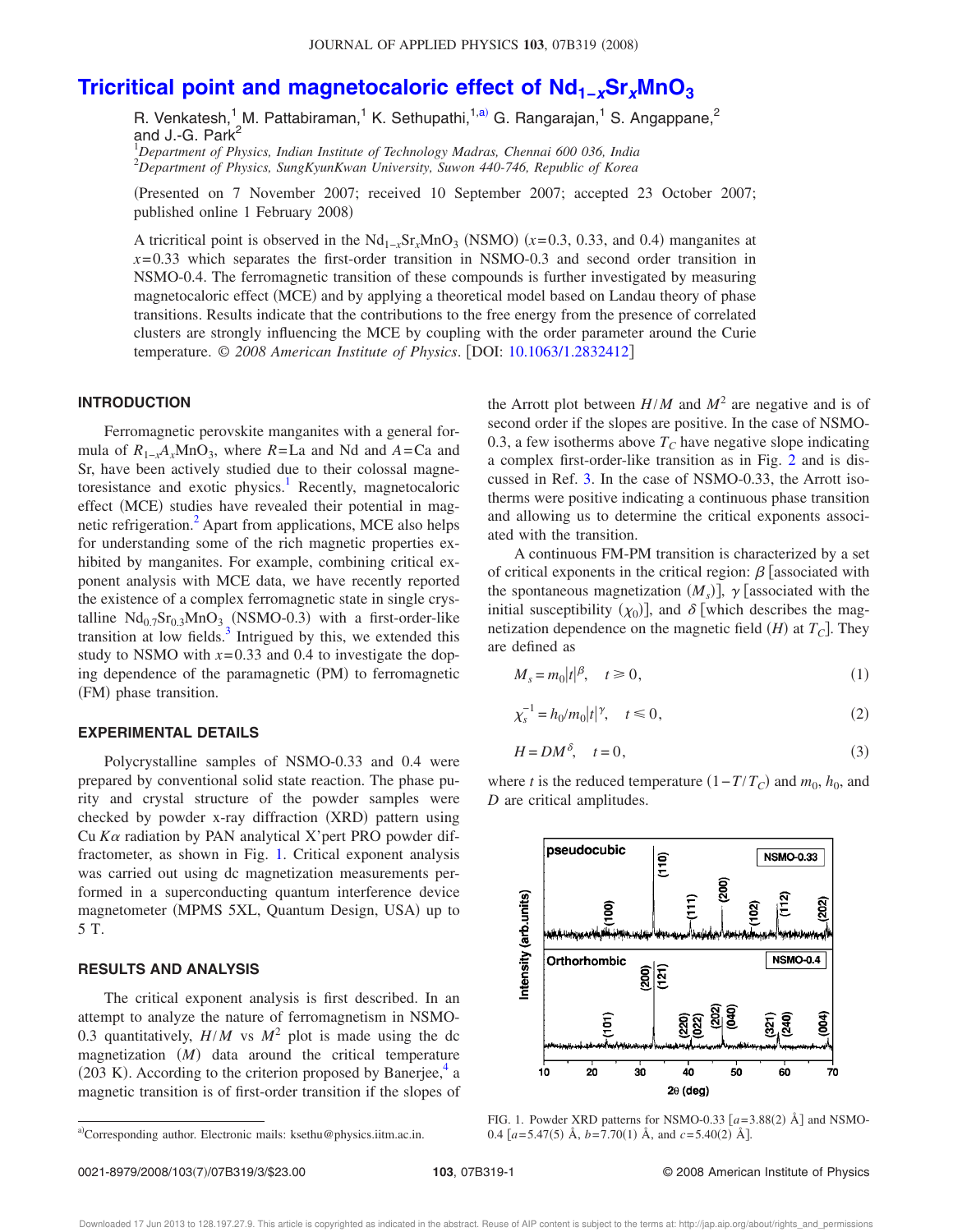# Tricritical point and magnetocaloric effect of $Nd_{1-x}Sr_xMnO_3$

R. Venkatesh,[1] M. Pattabiraman,[1] K. Sethupathi,[1,a)] G. Rangarajan,[1] S. Angappane,[2] and J.-G. Park[2]

[1]*Department of Physics, Indian Institute of Technology Madras, Chennai 600 036, India*
[2]*Department of Physics, SungKyunKwan University, Suwon 440-746, Republic of Korea*

(Presented on 7 November 2007; received 10 September 2007; accepted 23 October 2007; published online 1 February 2008)

A tricritical point is observed in the $Nd_{1-x}Sr_xMnO_3$ (NSMO) ($x$=0.3, 0.33, and 0.4) manganites at $x$=0.33 which separates the first-order transition in NSMO-0.3 and second order transition in NSMO-0.4. The ferromagnetic transition of these compounds is further investigated by measuring magnetocaloric effect (MCE) and by applying a theoretical model based on Landau theory of phase transitions. Results indicate that the contributions to the free energy from the presence of correlated clusters are strongly influencing the MCE by coupling with the order parameter around the Curie temperature. © *2008 American Institute of Physics*. [DOI: 10.1063/1.2832412]

## INTRODUCTION

Ferromagnetic perovskite manganites with a general formula of $R_{1-x}A_xMnO_3$, where $R$=La and Nd and $A$=Ca and Sr, have been actively studied due to their colossal magnetoresistance and exotic physics.[1] Recently, magnetocaloric effect (MCE) studies have revealed their potential in magnetic refrigeration.[2] Apart from applications, MCE also helps for understanding some of the rich magnetic properties exhibited by manganites. For example, combining critical exponent analysis with MCE data, we have recently reported the existence of a complex ferromagnetic state in single crystalline $Nd_{0.7}Sr_{0.3}MnO_3$ (NSMO-0.3) with a first-order-like transition at low fields.[3] Intrigued by this, we extended this study to NSMO with $x$=0.33 and 0.4 to investigate the doping dependence of the paramagnetic (PM) to ferromagnetic (FM) phase transition.

## EXPERIMENTAL DETAILS

Polycrystalline samples of NSMO-0.33 and 0.4 were prepared by conventional solid state reaction. The phase purity and crystal structure of the powder samples were checked by powder x-ray diffraction (XRD) pattern using Cu $K\alpha$ radiation by PAN analytical X'pert PRO powder diffractometer, as shown in Fig. 1. Critical exponent analysis was carried out using dc magnetization measurements performed in a superconducting quantum interference device magnetometer (MPMS 5XL, Quantum Design, USA) up to 5 T.

## RESULTS AND ANALYSIS

The critical exponent analysis is first described. In an attempt to analyze the nature of ferromagnetism in NSMO-0.3 quantitatively, $H/M$ vs $M^2$ plot is made using the dc magnetization ($M$) data around the critical temperature (203 K). According to the criterion proposed by Banerjee,[4] a magnetic transition is of first-order transition if the slopes of the Arrott plot between $H/M$ and $M^2$ are negative and is of second order if the slopes are positive. In the case of NSMO-0.3, a few isotherms above $T_C$ have negative slope indicating a complex first-order-like transition as in Fig. 2 and is discussed in Ref. 3. In the case of NSMO-0.33, the Arrott isotherms were positive indicating a continuous phase transition and allowing us to determine the critical exponents associated with the transition.

A continuous FM-PM transition is characterized by a set of critical exponents in the critical region: $\beta$ [associated with the spontaneous magnetization ($M_s$)], $\gamma$ [associated with the initial susceptibility ($\chi_0$)], and $\delta$ [which describes the magnetization dependence on the magnetic field ($H$) at $T_C$]. They are defined as

$$M_s = m_0|t|^{\beta}, \quad t \geq 0, \tag{1}$$

$$\chi_s^{-1} = h_0/m_0|t|^{\gamma}, \quad t \leq 0, \tag{2}$$

$$H = DM^{\delta}, \quad t = 0, \tag{3}$$

where $t$ is the reduced temperature $(1-T/T_C)$ and $m_0$, $h_0$, and $D$ are critical amplitudes.

FIG. 1. Powder XRD patterns for NSMO-0.33 [$a$=3.88(2) Å] and NSMO-0.4 [$a$=5.47(5) Å, $b$=7.70(1) Å, and $c$=5.40(2) Å].

[a)]Corresponding author. Electronic mails: ksethu@physics.iitm.ac.in.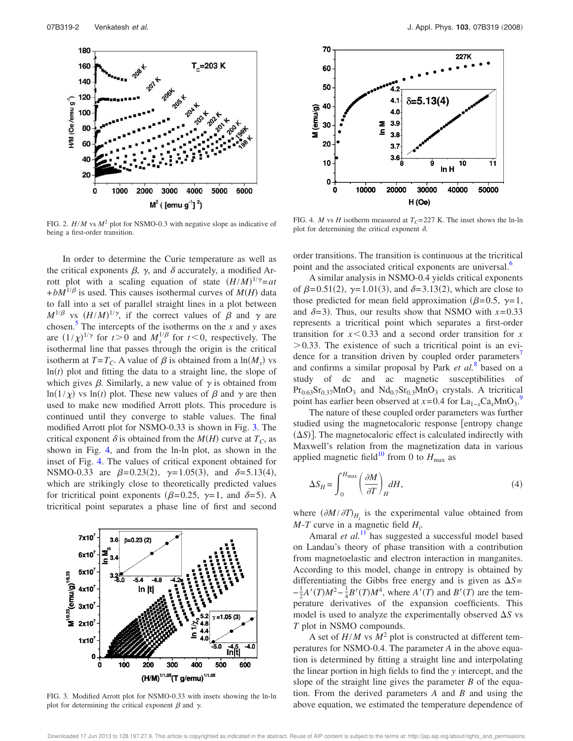FIG. 2. $H/M$ vs $M^2$ plot for NSMO-0.3 with negative slope as indicative of being a first-order transition.

FIG. 4. $M$ vs $H$ isotherm measured at $T_C$=227 K. The inset shows the ln-ln plot for determining the critical exponent $\delta$.

In order to determine the Curie temperature as well as the critical exponents $\beta$, $\gamma$, and $\delta$ accurately, a modified Arrott plot with a scaling equation of state $(H/M)^{1/\gamma}=at+bM^{1/\beta}$ is used. This causes isothermal curves of $M(H)$ data to fall into a set of parallel straight lines in a plot between $M^{1/\beta}$ vs $(H/M)^{1/\gamma}$, if the correct values of $\beta$ and $\gamma$ are chosen.[5] The intercepts of the isotherms on the $x$ and $y$ axes are $(1/\chi)^{1/\gamma}$ for $t>0$ and $M_s^{1/\beta}$ for $t<0$, respectively. The isothermal line that passes through the origin is the critical isotherm at $T=T_C$. A value of $\beta$ is obtained from a $\ln(M_s)$ vs $\ln(t)$ plot and fitting the data to a straight line, the slope of which gives $\beta$. Similarly, a new value of $\gamma$ is obtained from $\ln(1/\chi)$ vs $\ln(t)$ plot. These new values of $\beta$ and $\gamma$ are then used to make new modified Arrott plots. This procedure is continued until they converge to stable values. The final modified Arrott plot for NSMO-0.33 is shown in Fig. 3. The critical exponent $\delta$ is obtained from the $M(H)$ curve at $T_C$, as shown in Fig. 4, and from the ln-ln plot, as shown in the inset of Fig. 4. The values of critical exponent obtained for NSMO-0.33 are $\beta=0.23(2)$, $\gamma=1.05(3)$, and $\delta=5.13(4)$, which are strikingly close to theoretically predicted values for tricritical point exponents ($\beta=0.25$, $\gamma=1$, and $\delta=5$). A tricritical point separates a phase line of first and second order transitions. The transition is continuous at the tricritical point and the associated critical exponents are universal.[6]

FIG. 3. Modified Arrott plot for NSMO-0.33 with insets showing the ln-ln plot for determining the critical exponent $\beta$ and $\gamma$.

A similar analysis in NSMO-0.4 yields critical exponents of $\beta=0.51(2)$, $\gamma=1.01(3)$, and $\delta=3.13(2)$, which are close to those predicted for mean field approximation ($\beta=0.5$, $\gamma=1$, and $\delta=3$). Thus, our results show that NSMO with $x=0.33$ represents a tricritical point which separates a first-order transition for $x<0.33$ and a second order transition for $x>0.33$. The existence of such a tricritical point is an evidence for a transition driven by coupled order parameters[7] and confirms a similar proposal by Park *et al.*[8] based on a study of dc and ac magnetic susceptibilities of $Pr_{0.63}Sr_{0.37}MnO_3$ and $Nd_{0.7}Sr_{0.3}MnO_3$ crystals. A tricritical point has earlier been observed at $x=0.4$ for $La_{1-x}Ca_xMnO_3$.[9]

The nature of these coupled order parameters was further studied using the magnetocaloric response [entropy change ($\Delta S$)]. The magnetocaloric effect is calculated indirectly with Maxwell's relation from the magnetization data in various applied magnetic field[10] from 0 to $H_{max}$ as

$$\Delta S_H = \int_0^{H_{max}} \left(\frac{\partial M}{\partial T}\right)_H dH, \tag{4}$$

where $(\partial M/\partial T)_{H_i}$ is the experimental value obtained from $M$-$T$ curve in a magnetic field $H_i$.

Amaral *et al.*[11] has suggested a successful model based on Landau's theory of phase transition with a contribution from magnetoelastic and electron interaction in manganites. According to this model, change in entropy is obtained by differentiating the Gibbs free energy and is given as $\Delta S=-\frac{1}{2}A'(T)M^2-\frac{1}{4}B'(T)M^4$, where $A'(T)$ and $B'(T)$ are the temperature derivatives of the expansion coefficients. This model is used to analyze the experimentally observed $\Delta S$ vs $T$ plot in NSMO compounds.

A set of $H/M$ vs $M^2$ plot is constructed at different temperatures for NSMO-0.4. The parameter $A$ in the above equation is determined by fitting a straight line and interpolating the linear portion in high fields to find the $y$ intercept, and the slope of the straight line gives the parameter $B$ of the equation. From the derived parameters $A$ and $B$ and using the above equation, we estimated the temperature dependence of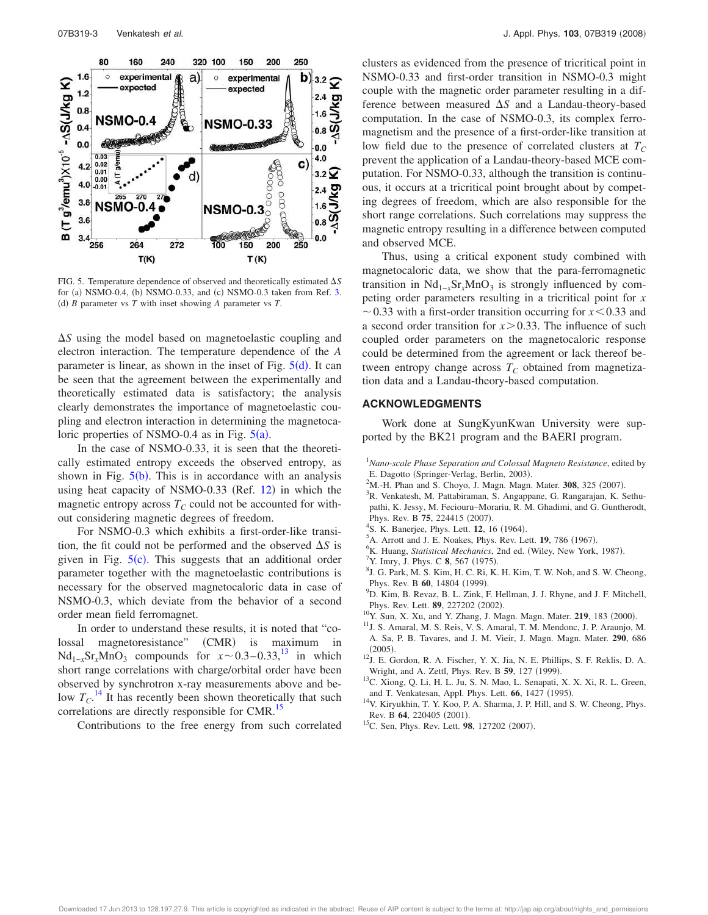80 160 240 320 100 150 200 250

1.6 1.2 0.8 0.4 0.0

experimental
expected

a) NSMO-0.4

experimental
expected

b) NSMO-0.33

3.2 2.4 1.6 0.8 0.0

$-\Delta S$(J/kg K)

B (T g$^3$/emu$^3$)X10$^{-5}$

4.2 4.0 3.8 3.6 3.4

0.03 0.02 0.01 0.00 -0.01

A (T g/emu)

265 270 275

d) NSMO-0.4

c) NSMO-0.3

4.0 3.2 2.4 1.6 0.8 0.0

$-\Delta S$(J/kg K)

256 264 272

T(K)

100 150 200 250

T (K)

FIG. 5. Temperature dependence of observed and theoretically estimated $\Delta S$ for (a) NSMO-0.4, (b) NSMO-0.33, and (c) NSMO-0.3 taken from Ref. 3. (d) $B$ parameter vs $T$ with inset showing $A$ parameter vs $T$.

$\Delta S$ using the model based on magnetoelastic coupling and electron interaction. The temperature dependence of the $A$ parameter is linear, as shown in the inset of Fig. 5(d). It can be seen that the agreement between the experimentally and theoretically estimated data is satisfactory; the analysis clearly demonstrates the importance of magnetoelastic coupling and electron interaction in determining the magnetocaloric properties of NSMO-0.4 as in Fig. 5(a).

In the case of NSMO-0.33, it is seen that the theoretically estimated entropy exceeds the observed entropy, as shown in Fig. 5(b). This is in accordance with an analysis using heat capacity of NSMO-0.33 (Ref. 12) in which the magnetic entropy across $T_C$ could not be accounted for without considering magnetic degrees of freedom.

For NSMO-0.3 which exhibits a first-order-like transition, the fit could not be performed and the observed $\Delta S$ is given in Fig. 5(c). This suggests that an additional order parameter together with the magnetoelastic contributions is necessary for the observed magnetocaloric data in case of NSMO-0.3, which deviate from the behavior of a second order mean field ferromagnet.

In order to understand these results, it is noted that "colossal magnetoresistance" (CMR) is maximum in $Nd_{1-x}Sr_xMnO_3$ compounds for $x \sim 0.3-0.33$,[13] in which short range correlations with charge/orbital order have been observed by synchrotron x-ray measurements above and below $T_C$.[14] It has recently been shown theoretically that such correlations are directly responsible for CMR.[15]

Contributions to the free energy from such correlated clusters as evidenced from the presence of tricritical point in NSMO-0.33 and first-order transition in NSMO-0.3 might couple with the magnetic order parameter resulting in a difference between measured $\Delta S$ and a Landau-theory-based computation. In the case of NSMO-0.3, its complex ferromagnetism and the presence of a first-order-like transition at low field due to the presence of correlated clusters at $T_C$ prevent the application of a Landau-theory-based MCE computation. For NSMO-0.33, although the transition is continuous, it occurs at a tricritical point brought about by competing degrees of freedom, which are also responsible for the short range correlations. Such correlations may suppress the magnetic entropy resulting in a difference between computed and observed MCE.

Thus, using a critical exponent study combined with magnetocaloric data, we show that the para-ferromagnetic transition in $Nd_{1-x}Sr_xMnO_3$ is strongly influenced by competing order parameters resulting in a tricritical point for $x \sim 0.33$ with a first-order transition occurring for $x < 0.33$ and a second order transition for $x > 0.33$. The influence of such coupled order parameters on the magnetocaloric response could be determined from the agreement or lack thereof between entropy change across $T_C$ obtained from magnetization data and a Landau-theory-based computation.

## ACKNOWLEDGMENTS

Work done at SungKyunKwan University were supported by the BK21 program and the BAERI program.

[1] *Nano-scale Phase Separation and Colossal Magneto Resistance*, edited by E. Dagotto (Springer-Verlag, Berlin, 2003).
[2] M.-H. Phan and S. Choyo, J. Magn. Magn. Mater. **308**, 325 (2007).
[3] R. Venkatesh, M. Pattabiraman, S. Angappane, G. Rangarajan, K. Sethupathi, K. Jessy, M. Feciouru–Morariu, R. M. Ghadimi, and G. Guntherodt, Phys. Rev. B **75**, 224415 (2007).
[4] S. K. Banerjee, Phys. Lett. **12**, 16 (1964).
[5] A. Arrott and J. E. Noakes, Phys. Rev. Lett. **19**, 786 (1967).
[6] K. Huang, *Statistical Mechanics*, 2nd ed. (Wiley, New York, 1987).
[7] Y. Imry, J. Phys. C **8**, 567 (1975).
[8] J. G. Park, M. S. Kim, H. C. Ri, K. H. Kim, T. W. Noh, and S. W. Cheong, Phys. Rev. B **60**, 14804 (1999).
[9] D. Kim, B. Revaz, B. L. Zink, F. Hellman, J. J. Rhyne, and J. F. Mitchell, Phys. Rev. Lett. **89**, 227202 (2002).
[10] Y. Sun, X. Xu, and Y. Zhang, J. Magn. Magn. Mater. **219**, 183 (2000).
[11] J. S. Amaral, M. S. Reis, V. S. Amaral, T. M. Mendonc, J. P. Araunjo, M. A. Sa, P. B. Tavares, and J. M. Vieir, J. Magn. Magn. Mater. **290**, 686 (2005).
[12] J. E. Gordon, R. A. Fischer, Y. X. Jia, N. E. Phillips, S. F. Reklis, D. A. Wright, and A. Zettl, Phys. Rev. B **59**, 127 (1999).
[13] C. Xiong, Q. Li, H. L. Ju, S. N. Mao, L. Senapati, X. X. Xi, R. L. Green, and T. Venkatesan, Appl. Phys. Lett. **66**, 1427 (1995).
[14] V. Kiryukhin, T. Y. Koo, P. A. Sharma, J. P. Hill, and S. W. Cheong, Phys. Rev. B **64**, 220405 (2001).
[15] C. Sen, Phys. Rev. Lett. **98**, 127202 (2007).